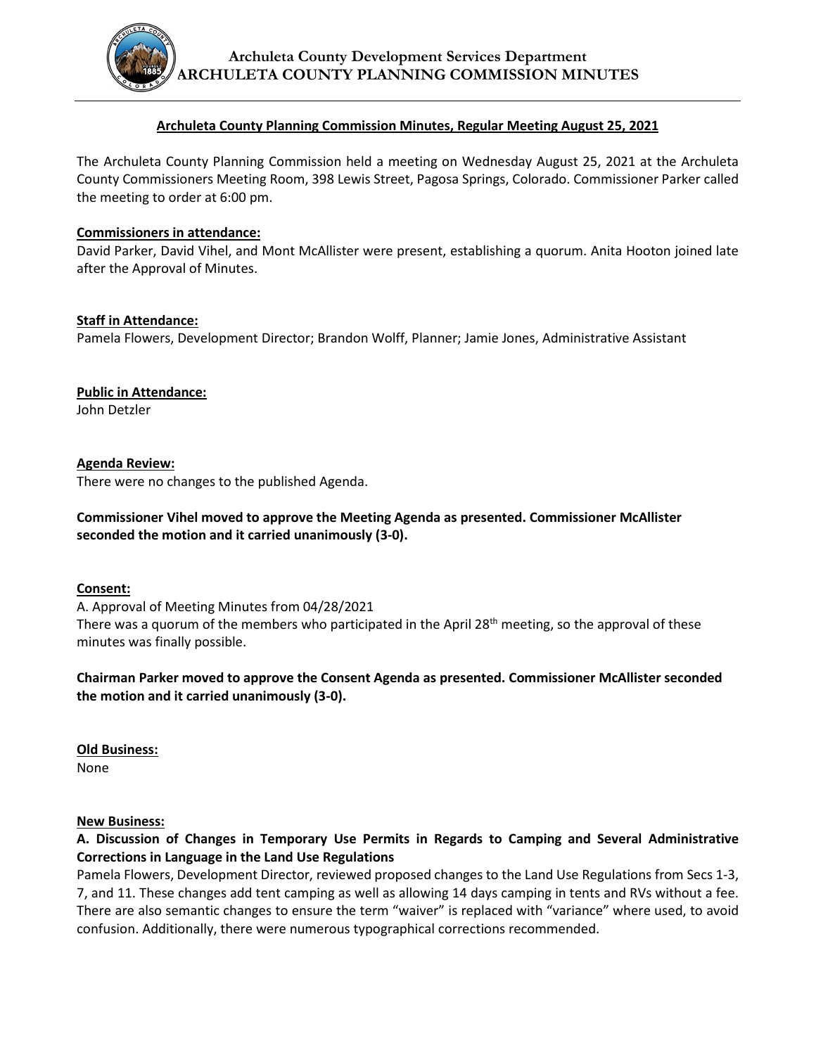# Archuleta County Development Services Department
# ARCHULETA COUNTY PLANNING COMMISSION MINUTES

## Archuleta County Planning Commission Minutes, Regular Meeting August 25, 2021

The Archuleta County Planning Commission held a meeting on Wednesday August 25, 2021 at the Archuleta County Commissioners Meeting Room, 398 Lewis Street, Pagosa Springs, Colorado. Commissioner Parker called the meeting to order at 6:00 pm.

### Commissioners in attendance:

David Parker, David Vihel, and Mont McAllister were present, establishing a quorum. Anita Hooton joined late after the Approval of Minutes.

### Staff in Attendance:

Pamela Flowers, Development Director; Brandon Wolff, Planner; Jamie Jones, Administrative Assistant

### Public in Attendance:

John Detzler

### Agenda Review:

There were no changes to the published Agenda.

**Commissioner Vihel moved to approve the Meeting Agenda as presented. Commissioner McAllister seconded the motion and it carried unanimously (3-0).**

### Consent:

A. Approval of Meeting Minutes from 04/28/2021

There was a quorum of the members who participated in the April 28th meeting, so the approval of these minutes was finally possible.

**Chairman Parker moved to approve the Consent Agenda as presented. Commissioner McAllister seconded the motion and it carried unanimously (3-0).**

### Old Business:

None

### New Business:

**A. Discussion of Changes in Temporary Use Permits in Regards to Camping and Several Administrative Corrections in Language in the Land Use Regulations**

Pamela Flowers, Development Director, reviewed proposed changes to the Land Use Regulations from Secs 1-3, 7, and 11. These changes add tent camping as well as allowing 14 days camping in tents and RVs without a fee. There are also semantic changes to ensure the term "waiver" is replaced with "variance" where used, to avoid confusion. Additionally, there were numerous typographical corrections recommended.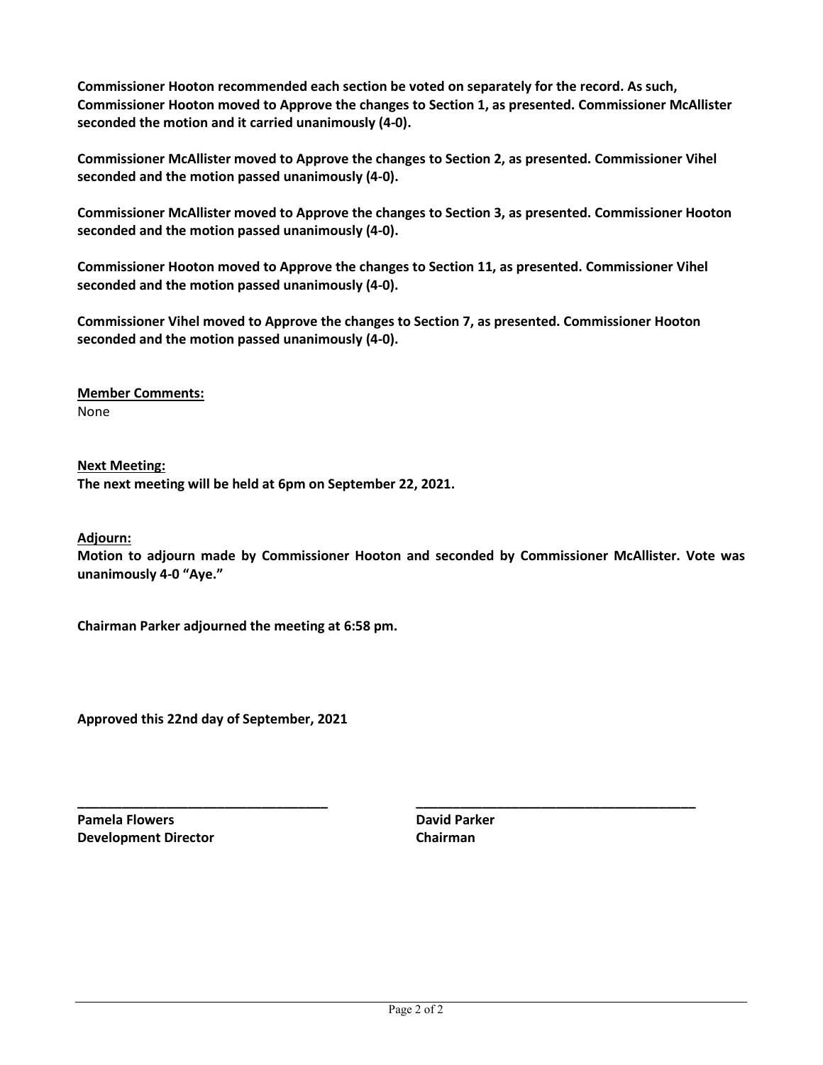**Commissioner Hooton recommended each section be voted on separately for the record. As such, Commissioner Hooton moved to Approve the changes to Section 1, as presented. Commissioner McAllister seconded the motion and it carried unanimously (4-0).**

**Commissioner McAllister moved to Approve the changes to Section 2, as presented. Commissioner Vihel seconded and the motion passed unanimously (4-0).**

**Commissioner McAllister moved to Approve the changes to Section 3, as presented. Commissioner Hooton seconded and the motion passed unanimously (4-0).**

**Commissioner Hooton moved to Approve the changes to Section 11, as presented. Commissioner Vihel seconded and the motion passed unanimously (4-0).**

**Commissioner Vihel moved to Approve the changes to Section 7, as presented. Commissioner Hooton seconded and the motion passed unanimously (4-0).**

**Member Comments:**
None

**Next Meeting:**
**The next meeting will be held at 6pm on September 22, 2021.**

**Adjourn:**
**Motion to adjourn made by Commissioner Hooton and seconded by Commissioner McAllister. Vote was unanimously 4-0 "Aye."**

**Chairman Parker adjourned the meeting at 6:58 pm.**

**Approved this 22nd day of September, 2021**

| | |
|---|---|
| ___________________________________ | ______________________________________ |
| **Pamela Flowers** | **David Parker** |
| **Development Director** | **Chairman** |